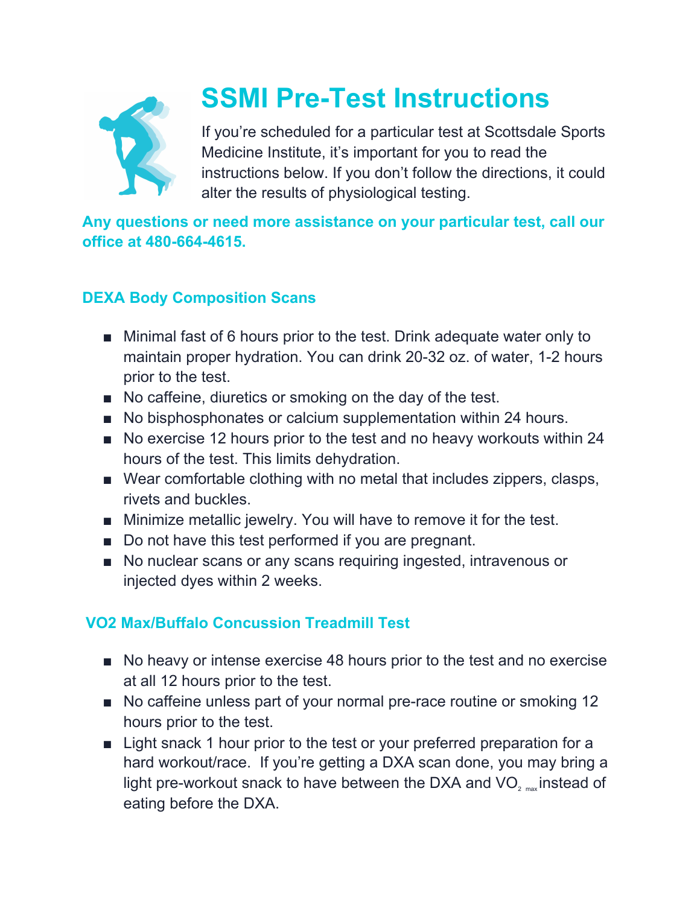# SSMI Pre-Test Instructions

If you're scheduled for a particular test at Scottsdale Sports Medicine Institute, it's important for you to read the instructions below. If you don't follow the directions, it could alter the results of physiological testing.

**Any questions or need more assistance on your particular test, call our office at 480-664-4615.**

## DEXA Body Composition Scans

- Minimal fast of 6 hours prior to the test. Drink adequate water only to maintain proper hydration. You can drink 20-32 oz. of water, 1-2 hours prior to the test.
- No caffeine, diuretics or smoking on the day of the test.
- No bisphosphonates or calcium supplementation within 24 hours.
- No exercise 12 hours prior to the test and no heavy workouts within 24 hours of the test. This limits dehydration.
- Wear comfortable clothing with no metal that includes zippers, clasps, rivets and buckles.
- Minimize metallic jewelry. You will have to remove it for the test.
- Do not have this test performed if you are pregnant.
- No nuclear scans or any scans requiring ingested, intravenous or injected dyes within 2 weeks.

## VO2 Max/Buffalo Concussion Treadmill Test

- No heavy or intense exercise 48 hours prior to the test and no exercise at all 12 hours prior to the test.
- No caffeine unless part of your normal pre-race routine or smoking 12 hours prior to the test.
- Light snack 1 hour prior to the test or your preferred preparation for a hard workout/race. If you're getting a DXA scan done, you may bring a light pre-workout snack to have between the DXA and $VO_{2\ max}$ instead of eating before the DXA.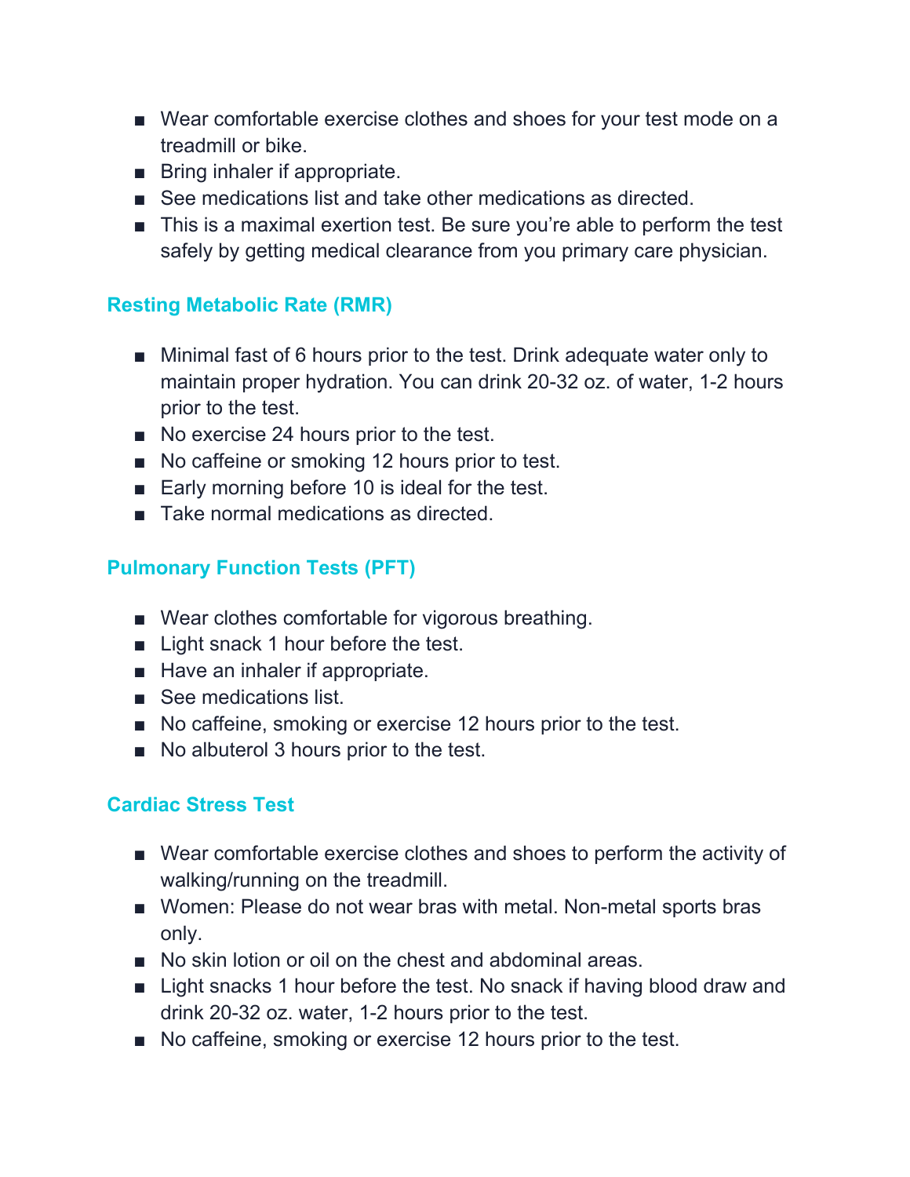- Wear comfortable exercise clothes and shoes for your test mode on a treadmill or bike.
- Bring inhaler if appropriate.
- See medications list and take other medications as directed.
- This is a maximal exertion test. Be sure you're able to perform the test safely by getting medical clearance from you primary care physician.

### Resting Metabolic Rate (RMR)

- Minimal fast of 6 hours prior to the test. Drink adequate water only to maintain proper hydration. You can drink 20-32 oz. of water, 1-2 hours prior to the test.
- No exercise 24 hours prior to the test.
- No caffeine or smoking 12 hours prior to test.
- Early morning before 10 is ideal for the test.
- Take normal medications as directed.

### Pulmonary Function Tests (PFT)

- Wear clothes comfortable for vigorous breathing.
- Light snack 1 hour before the test.
- Have an inhaler if appropriate.
- See medications list.
- No caffeine, smoking or exercise 12 hours prior to the test.
- No albuterol 3 hours prior to the test.

### Cardiac Stress Test

- Wear comfortable exercise clothes and shoes to perform the activity of walking/running on the treadmill.
- Women: Please do not wear bras with metal. Non-metal sports bras only.
- No skin lotion or oil on the chest and abdominal areas.
- Light snacks 1 hour before the test. No snack if having blood draw and drink 20-32 oz. water, 1-2 hours prior to the test.
- No caffeine, smoking or exercise 12 hours prior to the test.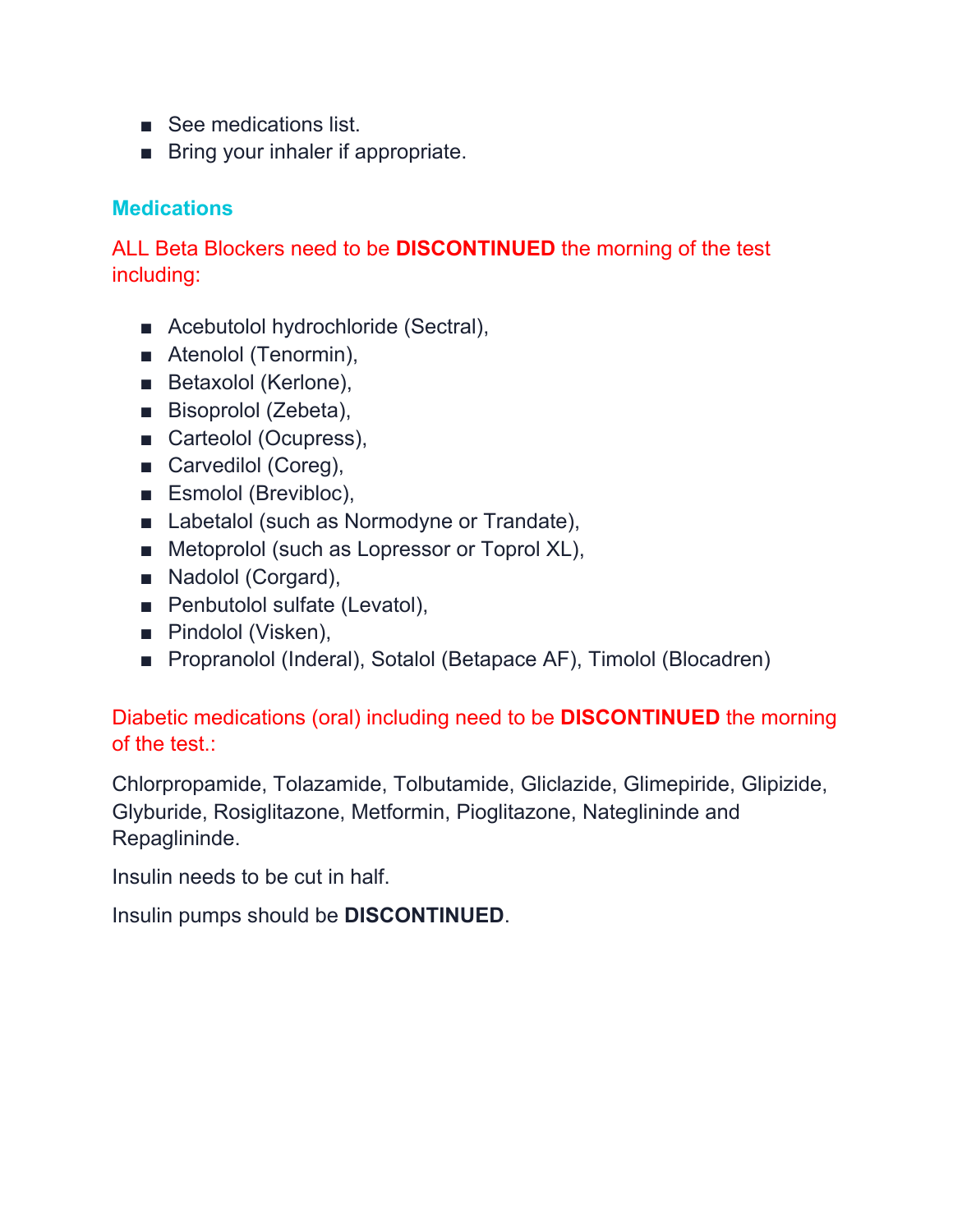- See medications list.
- Bring your inhaler if appropriate.

## Medications

ALL Beta Blockers need to be **DISCONTINUED** the morning of the test including:

- Acebutolol hydrochloride (Sectral),
- Atenolol (Tenormin),
- Betaxolol (Kerlone),
- Bisoprolol (Zebeta),
- Carteolol (Ocupress),
- Carvedilol (Coreg),
- Esmolol (Brevibloc),
- Labetalol (such as Normodyne or Trandate),
- Metoprolol (such as Lopressor or Toprol XL),
- Nadolol (Corgard),
- Penbutolol sulfate (Levatol),
- Pindolol (Visken),
- Propranolol (Inderal), Sotalol (Betapace AF), Timolol (Blocadren)

Diabetic medications (oral) including need to be **DISCONTINUED** the morning of the test.:

Chlorpropamide, Tolazamide, Tolbutamide, Gliclazide, Glimepiride, Glipizide, Glyburide, Rosiglitazone, Metformin, Pioglitazone, Nateglininde and Repaglininde.

Insulin needs to be cut in half.

Insulin pumps should be **DISCONTINUED**.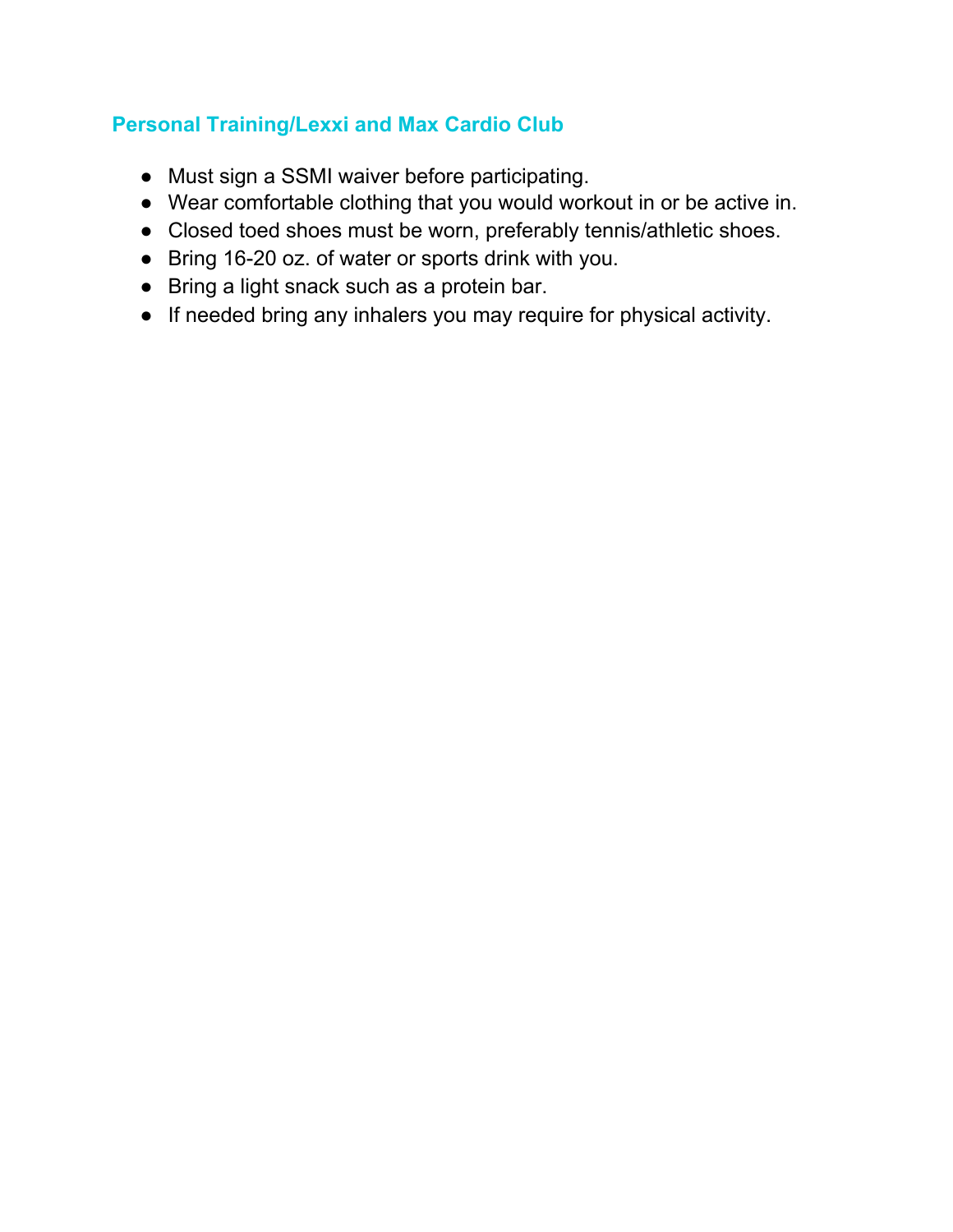### Personal Training/Lexxi and Max Cardio Club

- Must sign a SSMI waiver before participating.
- Wear comfortable clothing that you would workout in or be active in.
- Closed toed shoes must be worn, preferably tennis/athletic shoes.
- Bring 16-20 oz. of water or sports drink with you.
- Bring a light snack such as a protein bar.
- If needed bring any inhalers you may require for physical activity.